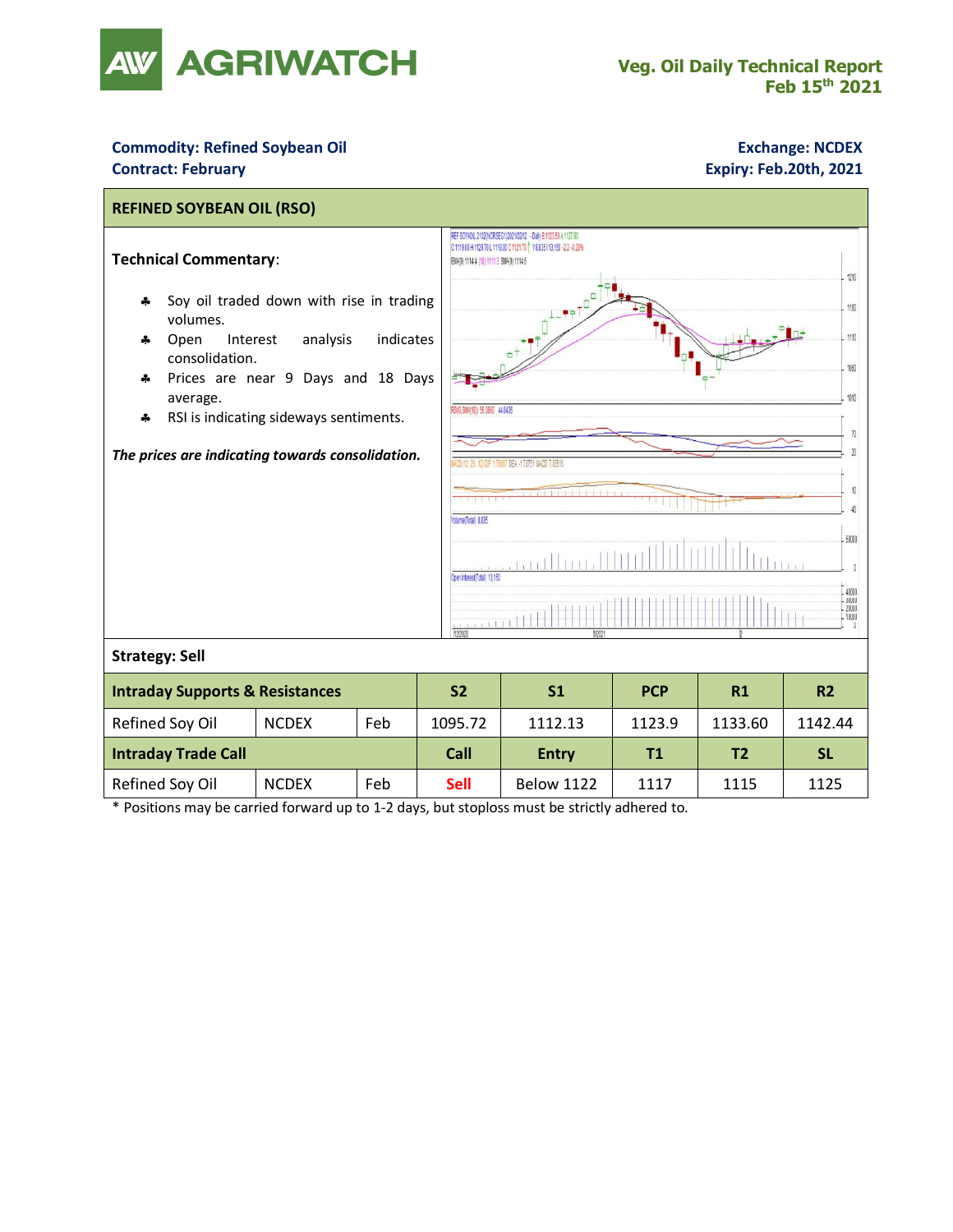# AGRIWATCH

**Veg. Oil Daily Technical Report**
**Feb 15th 2021**

**Commodity: Refined Soybean Oil**
**Contract: February**

**Exchange: NCDEX**
**Expiry: Feb.20th, 2021**

## REFINED SOYBEAN OIL (RSO)

**Technical Commentary**:

- Soy oil traded down with rise in trading volumes.
- Open Interest analysis indicates consolidation.
- Prices are near 9 Days and 18 Days average.
- RSI is indicating sideways sentiments.

*The prices are indicating towards consolidation.*

**Strategy: Sell**

| Intraday Supports & Resistances | | | S2 | S1 | PCP | R1 | R2 |
|---|---|---|---|---|---|---|---|
| Refined Soy Oil | NCDEX | Feb | 1095.72 | 1112.13 | 1123.9 | 1133.60 | 1142.44 |
| **Intraday Trade Call** | | | **Call** | **Entry** | **T1** | **T2** | **SL** |
| Refined Soy Oil | NCDEX | Feb | Sell | Below 1122 | 1117 | 1115 | 1125 |

* Positions may be carried forward up to 1-2 days, but stoploss must be strictly adhered to.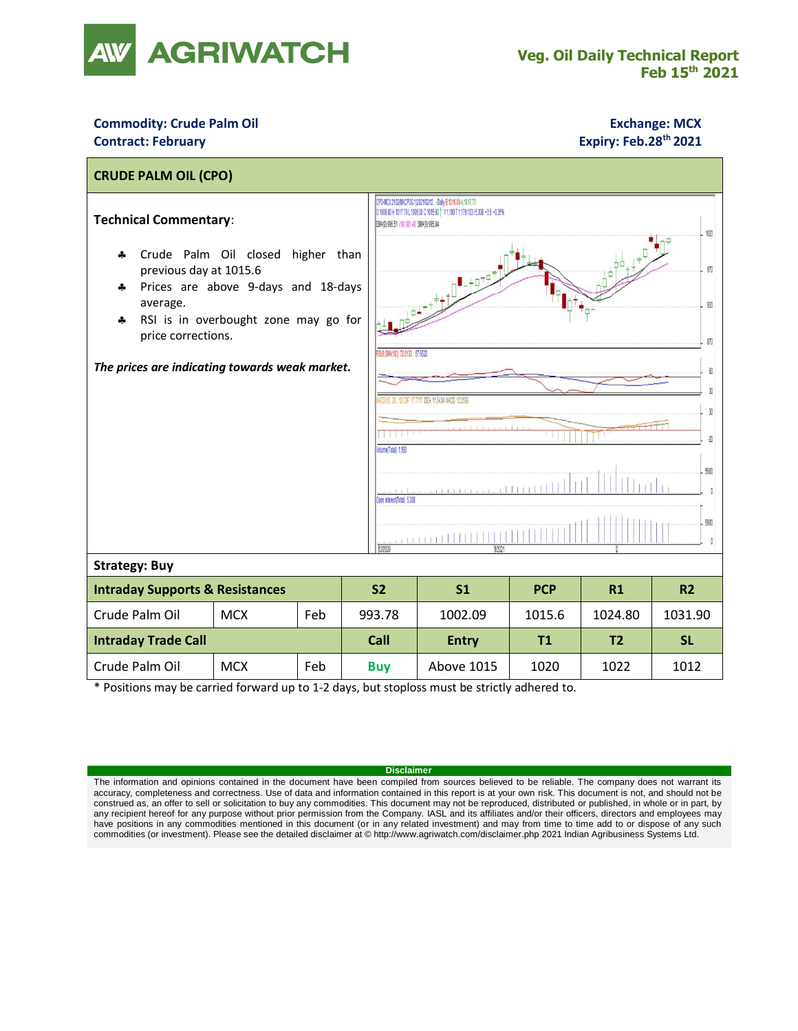**Veg. Oil Daily Technical Report**
**Feb 15th 2021**

**Commodity: Crude Palm Oil**
**Contract: February**

**Exchange: MCX**
**Expiry: Feb.28th 2021**

## CRUDE PALM OIL (CPO)

**Technical Commentary**:

- Crude Palm Oil closed higher than previous day at 1015.6
- Prices are above 9-days and 18-days average.
- RSI is in overbought zone may go for price corrections.

***The prices are indicating towards weak market.***

**Strategy: Buy**

| Intraday Supports & Resistances | | | S2 | S1 | PCP | R1 | R2 |
|---|---|---|---|---|---|---|---|
| Crude Palm Oil | MCX | Feb | 993.78 | 1002.09 | 1015.6 | 1024.80 | 1031.90 |
| **Intraday Trade Call** | | | **Call** | **Entry** | **T1** | **T2** | **SL** |
| Crude Palm Oil | MCX | Feb | **Buy** | Above 1015 | 1020 | 1022 | 1012 |

\* Positions may be carried forward up to 1-2 days, but stoploss must be strictly adhered to.

**Disclaimer**

The information and opinions contained in the document have been compiled from sources believed to be reliable. The company does not warrant its accuracy, completeness and correctness. Use of data and information contained in this report is at your own risk. This document is not, and should not be construed as, an offer to sell or solicitation to buy any commodities. This document may not be reproduced, distributed or published, in whole or in part, by any recipient hereof for any purpose without prior permission from the Company. IASL and its affiliates and/or their officers, directors and employees may have positions in any commodities mentioned in this document (or in any related investment) and may from time to time add to or dispose of any such commodities (or investment). Please see the detailed disclaimer at © http://www.agriwatch.com/disclaimer.php 2021 Indian Agribusiness Systems Ltd.